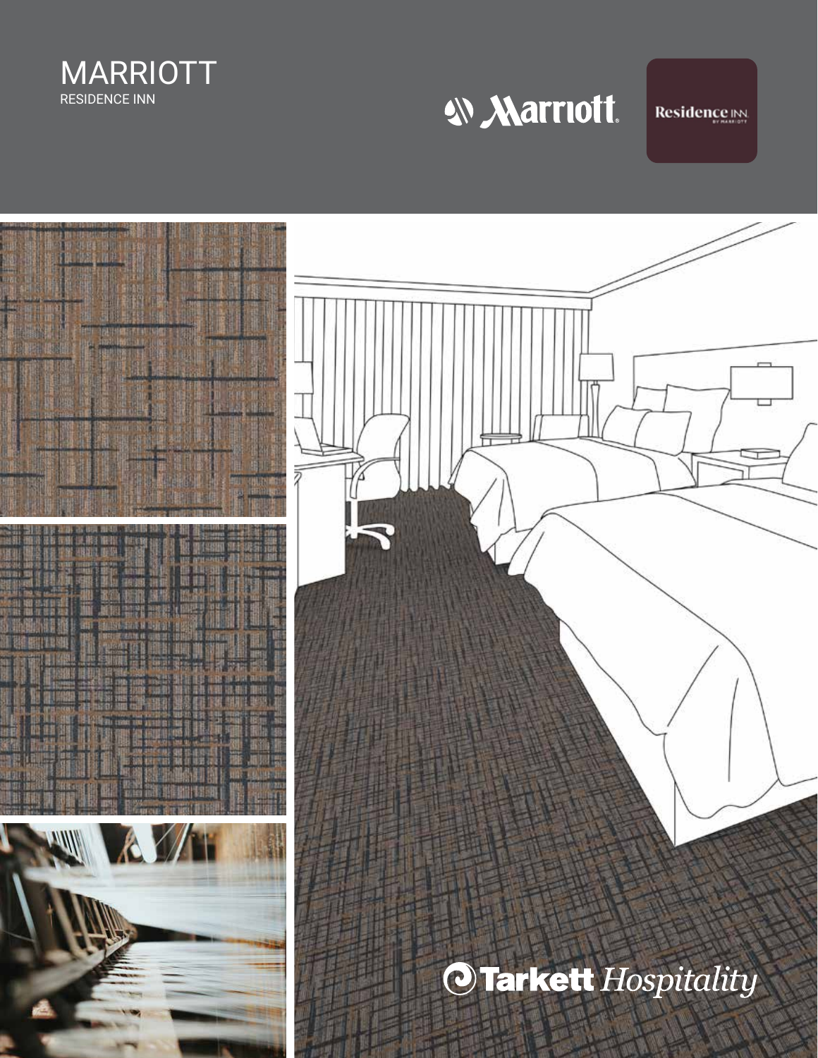# MARRIOTT

RESIDENCE INN

Marriott

Residence INN BY MARRIOTT

Tarkett *Hospitality*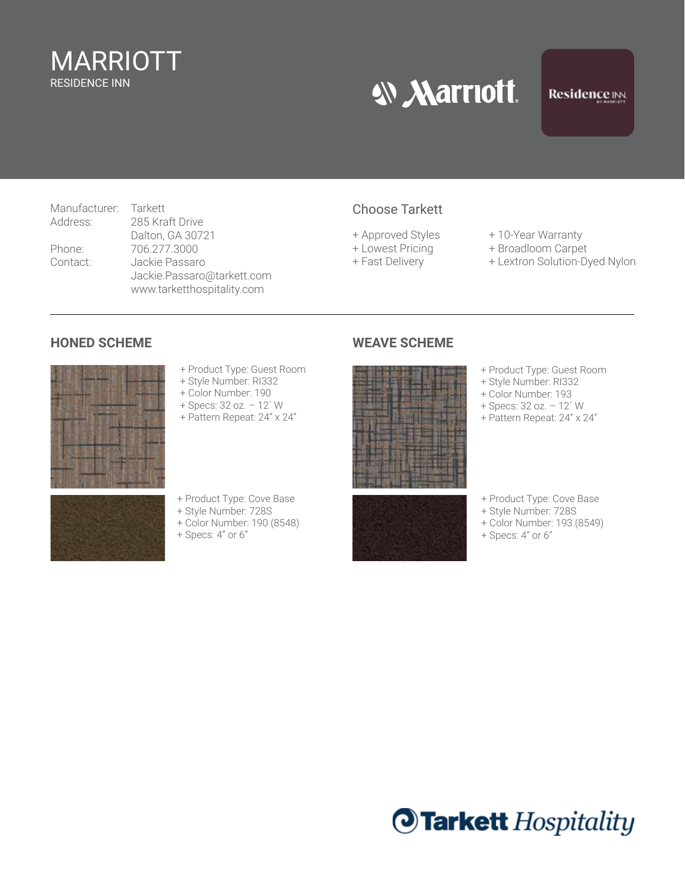# MARRIOTT

RESIDENCE INN

Manufacturer: Tarkett
Address: 285 Kraft Drive
Dalton, GA 30721
Phone: 706.277.3000
Contact: Jackie Passaro
Jackie.Passaro@tarkett.com
www.tarketthospitality.com

## Choose Tarkett

+ Approved Styles
+ Lowest Pricing
+ Fast Delivery
+ 10-Year Warranty
+ Broadloom Carpet
+ Lextron Solution-Dyed Nylon

---

## HONED SCHEME

+ Product Type: Guest Room
+ Style Number: RI332
+ Color Number: 190
+ Specs: 32 oz. – 12´ W
+ Pattern Repeat: 24" x 24"

+ Product Type: Cove Base
+ Style Number: 728S
+ Color Number: 190 (8548)
+ Specs: 4" or 6"

## WEAVE SCHEME

+ Product Type: Guest Room
+ Style Number: RI332
+ Color Number: 193
+ Specs: 32 oz. – 12´ W
+ Pattern Repeat: 24" x 24"

+ Product Type: Cove Base
+ Style Number: 728S
+ Color Number: 193 (8549)
+ Specs: 4" or 6"

Tarkett Hospitality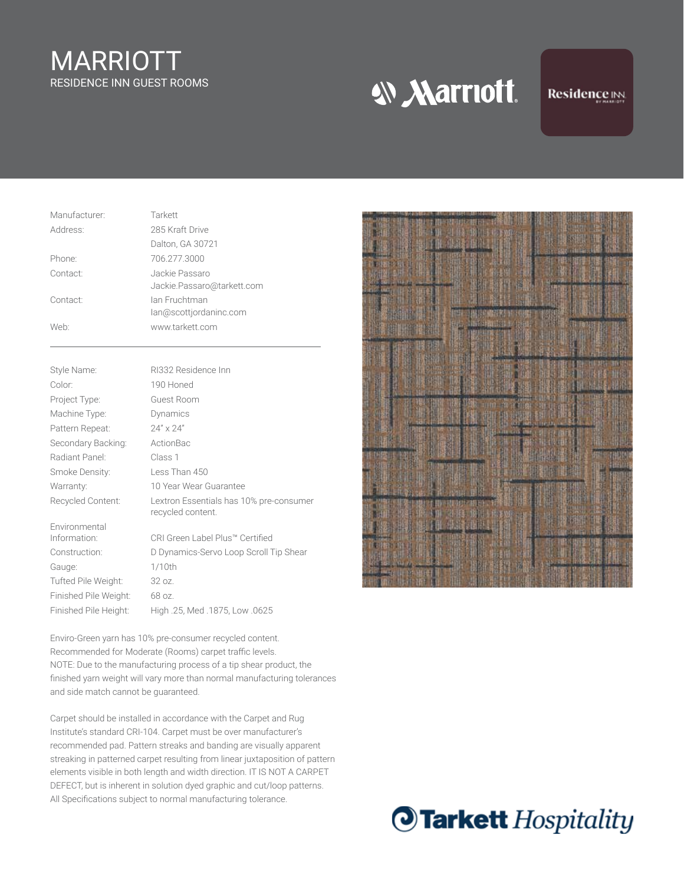# MARRIOTT

RESIDENCE INN GUEST ROOMS

| | |
|---|---|
| Manufacturer: | Tarkett |
| Address: | 285 Kraft Drive<br>Dalton, GA 30721 |
| Phone: | 706.277.3000 |
| Contact: | Jackie Passaro<br>Jackie.Passaro@tarkett.com |
| Contact: | Ian Fruchtman<br>Ian@scottjordaninc.com |
| Web: | www.tarkett.com |

| | |
|---|---|
| Style Name: | RI332 Residence Inn |
| Color: | 190 Honed |
| Project Type: | Guest Room |
| Machine Type: | Dynamics |
| Pattern Repeat: | 24" x 24" |
| Secondary Backing: | ActionBac |
| Radiant Panel: | Class 1 |
| Smoke Density: | Less Than 450 |
| Warranty: | 10 Year Wear Guarantee |
| Recycled Content: | Lextron Essentials has 10% pre-consumer recycled content. |
| Environmental Information: | CRI Green Label Plus™ Certified |
| Construction: | D Dynamics-Servo Loop Scroll Tip Shear |
| Gauge: | 1/10th |
| Tufted Pile Weight: | 32 oz. |
| Finished Pile Weight: | 68 oz. |
| Finished Pile Height: | High .25, Med .1875, Low .0625 |

Enviro-Green yarn has 10% pre-consumer recycled content.
Recommended for Moderate (Rooms) carpet traffic levels.
NOTE: Due to the manufacturing process of a tip shear product, the finished yarn weight will vary more than normal manufacturing tolerances and side match cannot be guaranteed.

Carpet should be installed in accordance with the Carpet and Rug Institute's standard CRI-104. Carpet must be over manufacturer's recommended pad. Pattern streaks and banding are visually apparent streaking in patterned carpet resulting from linear juxtaposition of pattern elements visible in both length and width direction. IT IS NOT A CARPET DEFECT, but is inherent in solution dyed graphic and cut/loop patterns. All Specifications subject to normal manufacturing tolerance.

Tarkett Hospitality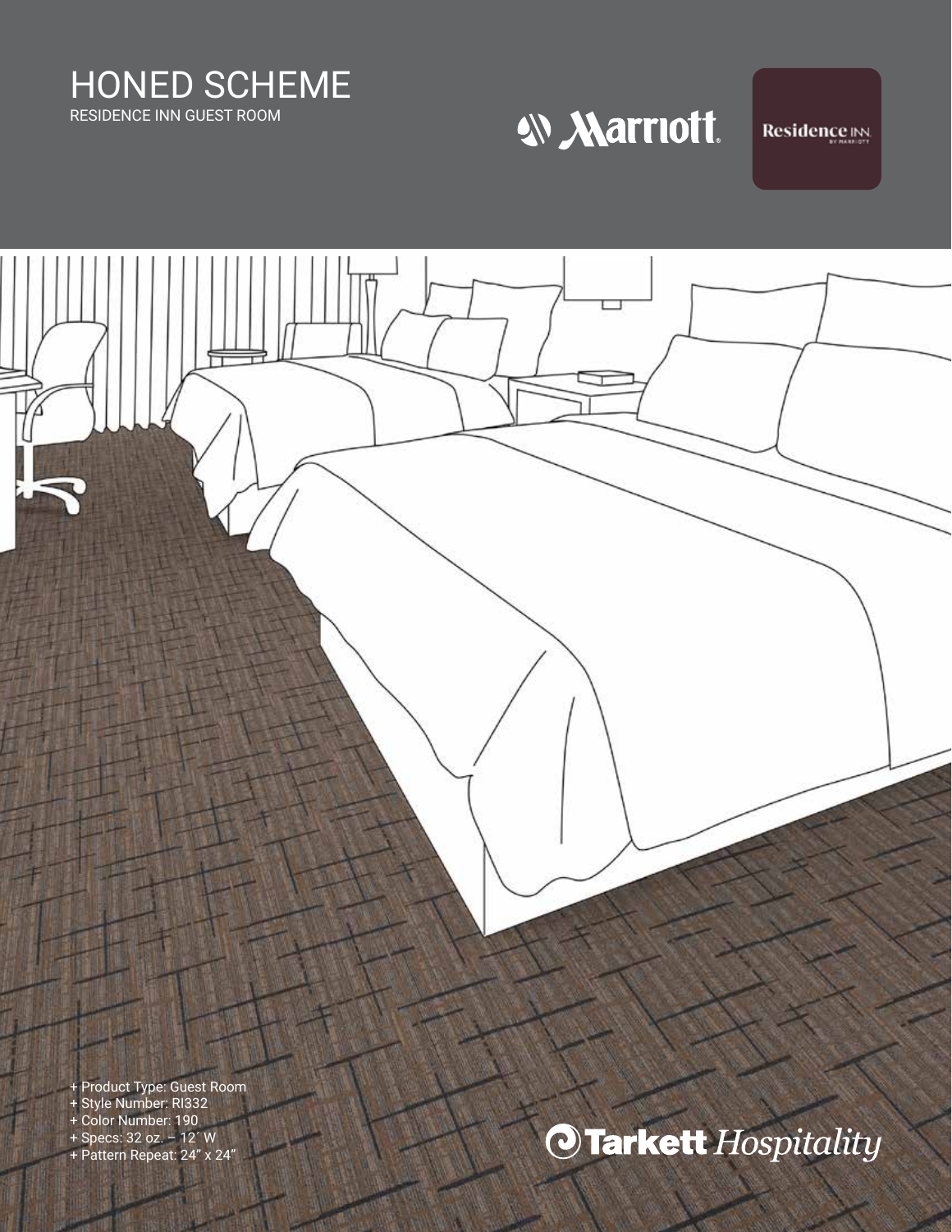# HONED SCHEME

RESIDENCE INN GUEST ROOM

Marriott

Residence INN BY MARRIOTT

+ Product Type: Guest Room
+ Style Number: RI332
+ Color Number: 190
+ Specs: 32 oz. – 12´ W
+ Pattern Repeat: 24" x 24"

Tarkett *Hospitality*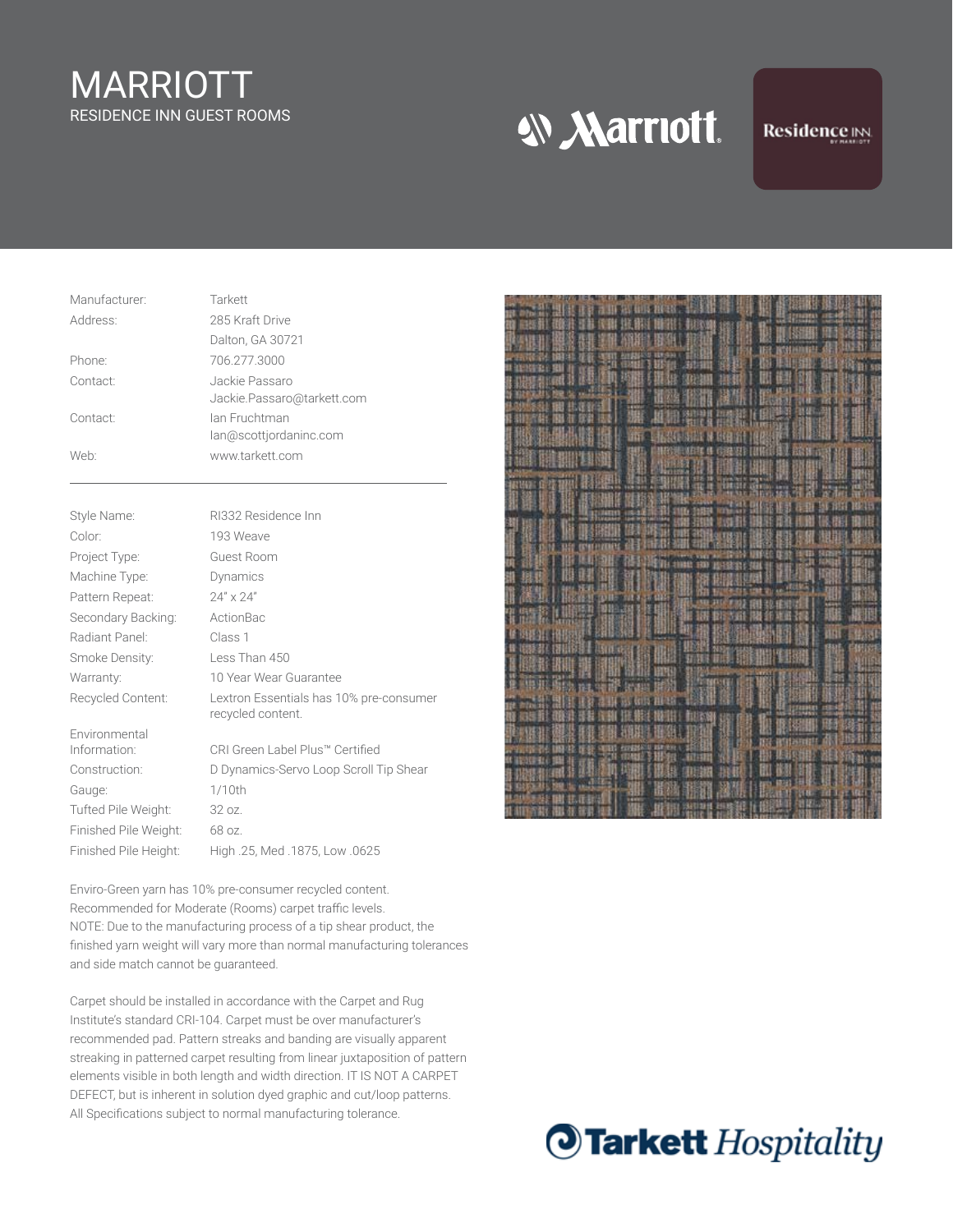# MARRIOTT

RESIDENCE INN GUEST ROOMS

| | |
|---|---|
| Manufacturer: | Tarkett |
| Address: | 285 Kraft Drive<br>Dalton, GA 30721 |
| Phone: | 706.277.3000 |
| Contact: | Jackie Passaro<br>Jackie.Passaro@tarkett.com |
| Contact: | Ian Fruchtman<br>Ian@scottjordaninc.com |
| Web: | www.tarkett.com |

| | |
|---|---|
| Style Name: | RI332 Residence Inn |
| Color: | 193 Weave |
| Project Type: | Guest Room |
| Machine Type: | Dynamics |
| Pattern Repeat: | 24" x 24" |
| Secondary Backing: | ActionBac |
| Radiant Panel: | Class 1 |
| Smoke Density: | Less Than 450 |
| Warranty: | 10 Year Wear Guarantee |
| Recycled Content: | Lextron Essentials has 10% pre-consumer recycled content. |
| Environmental Information: | CRI Green Label Plus™ Certified |
| Construction: | D Dynamics-Servo Loop Scroll Tip Shear |
| Gauge: | 1/10th |
| Tufted Pile Weight: | 32 oz. |
| Finished Pile Weight: | 68 oz. |
| Finished Pile Height: | High .25, Med .1875, Low .0625 |

Enviro-Green yarn has 10% pre-consumer recycled content.
Recommended for Moderate (Rooms) carpet traffic levels.
NOTE: Due to the manufacturing process of a tip shear product, the finished yarn weight will vary more than normal manufacturing tolerances and side match cannot be guaranteed.

Carpet should be installed in accordance with the Carpet and Rug Institute's standard CRI-104. Carpet must be over manufacturer's recommended pad. Pattern streaks and banding are visually apparent streaking in patterned carpet resulting from linear juxtaposition of pattern elements visible in both length and width direction. IT IS NOT A CARPET DEFECT, but is inherent in solution dyed graphic and cut/loop patterns. All Specifications subject to normal manufacturing tolerance.

Tarkett Hospitality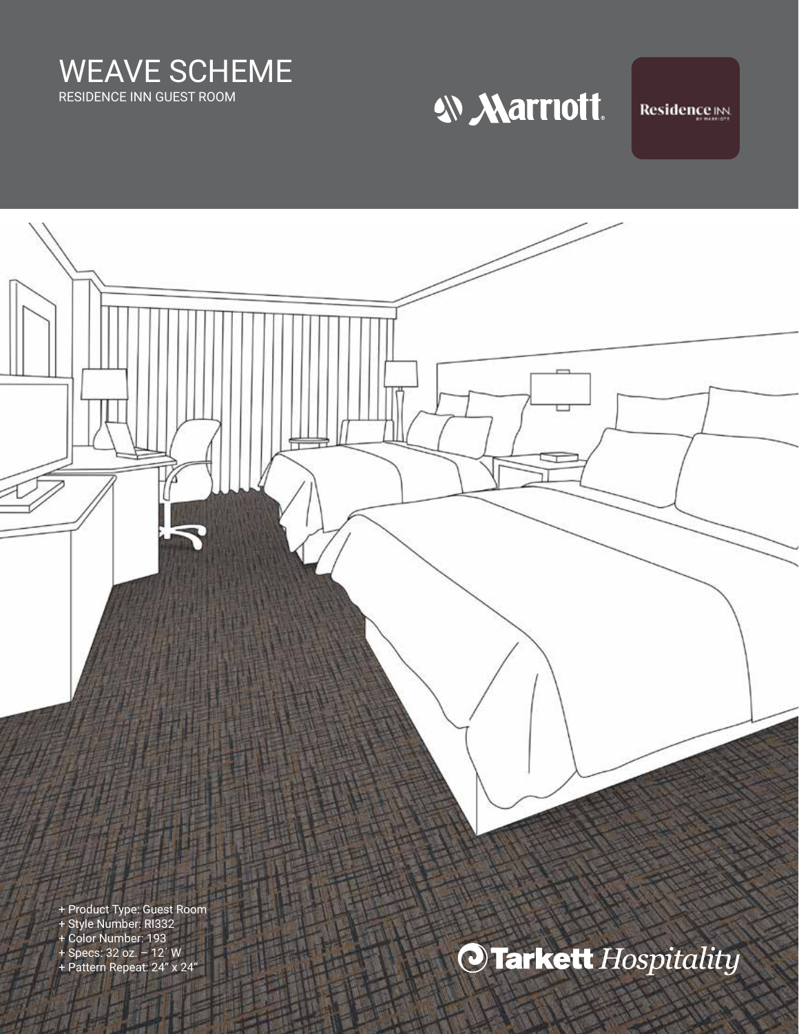# WEAVE SCHEME

RESIDENCE INN GUEST ROOM

Marriott

Residence INN BY MARRIOTT

+ Product Type: Guest Room
+ Style Number: RI332
+ Color Number: 193
+ Specs: 32 oz. – 12´ W
+ Pattern Repeat: 24″ x 24″

Tarkett *Hospitality*